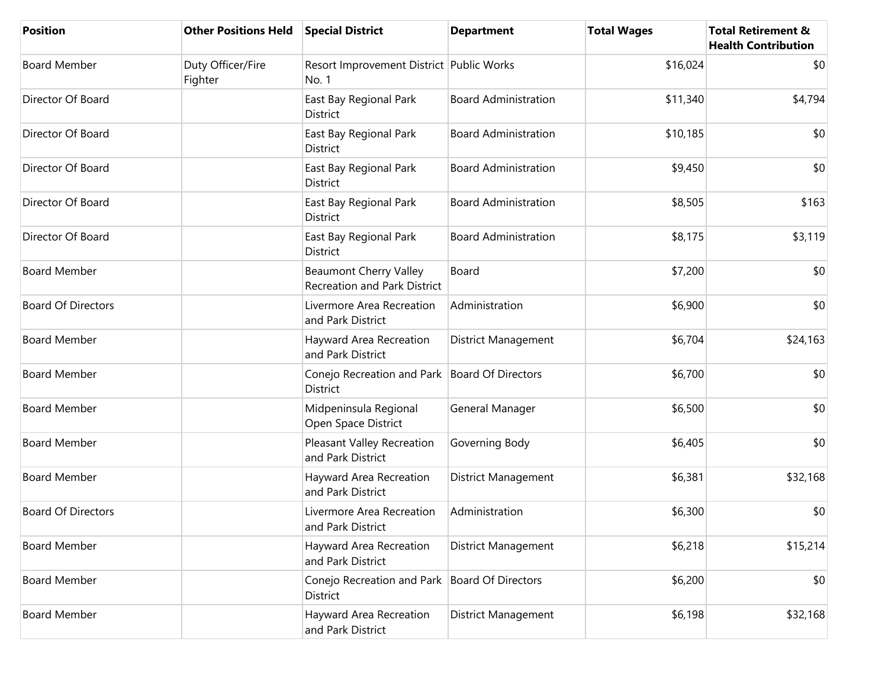| Position | Other Positions Held | Special District | Department | Total Wages | Total Retirement & Health Contribution |
|---|---|---|---|---|---|
| Board Member | Duty Officer/Fire Fighter | Resort Improvement District No. 1 | Public Works | $16,024 | $0 |
| Director Of Board | | East Bay Regional Park District | Board Administration | $11,340 | $4,794 |
| Director Of Board | | East Bay Regional Park District | Board Administration | $10,185 | $0 |
| Director Of Board | | East Bay Regional Park District | Board Administration | $9,450 | $0 |
| Director Of Board | | East Bay Regional Park District | Board Administration | $8,505 | $163 |
| Director Of Board | | East Bay Regional Park District | Board Administration | $8,175 | $3,119 |
| Board Member | | Beaumont Cherry Valley Recreation and Park District | Board | $7,200 | $0 |
| Board Of Directors | | Livermore Area Recreation and Park District | Administration | $6,900 | $0 |
| Board Member | | Hayward Area Recreation and Park District | District Management | $6,704 | $24,163 |
| Board Member | | Conejo Recreation and Park District | Board Of Directors | $6,700 | $0 |
| Board Member | | Midpeninsula Regional Open Space District | General Manager | $6,500 | $0 |
| Board Member | | Pleasant Valley Recreation and Park District | Governing Body | $6,405 | $0 |
| Board Member | | Hayward Area Recreation and Park District | District Management | $6,381 | $32,168 |
| Board Of Directors | | Livermore Area Recreation and Park District | Administration | $6,300 | $0 |
| Board Member | | Hayward Area Recreation and Park District | District Management | $6,218 | $15,214 |
| Board Member | | Conejo Recreation and Park District | Board Of Directors | $6,200 | $0 |
| Board Member | | Hayward Area Recreation and Park District | District Management | $6,198 | $32,168 |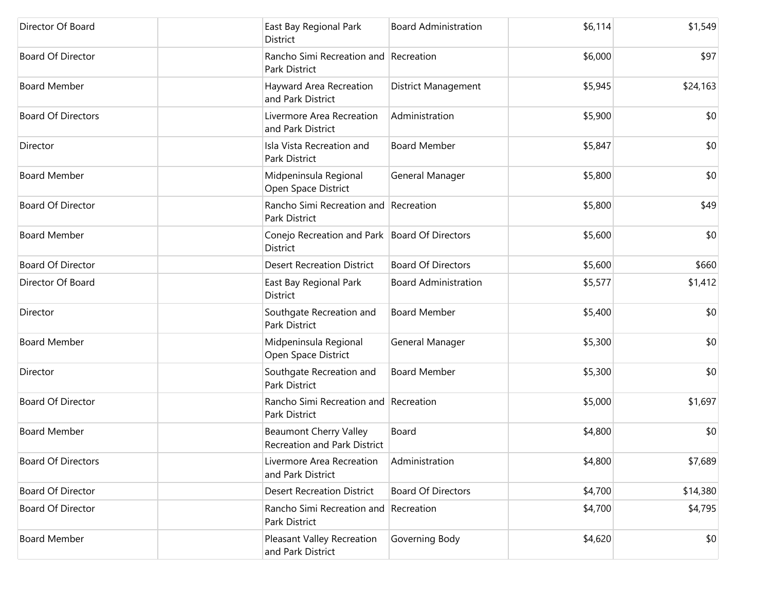| | | | | | |
|---|---|---|---|---|---|
| Director Of Board | | East Bay Regional Park District | Board Administration | $6,114 | $1,549 |
| Board Of Director | | Rancho Simi Recreation and Park District | Recreation | $6,000 | $97 |
| Board Member | | Hayward Area Recreation and Park District | District Management | $5,945 | $24,163 |
| Board Of Directors | | Livermore Area Recreation and Park District | Administration | $5,900 | $0 |
| Director | | Isla Vista Recreation and Park District | Board Member | $5,847 | $0 |
| Board Member | | Midpeninsula Regional Open Space District | General Manager | $5,800 | $0 |
| Board Of Director | | Rancho Simi Recreation and Park District | Recreation | $5,800 | $49 |
| Board Member | | Conejo Recreation and Park District | Board Of Directors | $5,600 | $0 |
| Board Of Director | | Desert Recreation District | Board Of Directors | $5,600 | $660 |
| Director Of Board | | East Bay Regional Park District | Board Administration | $5,577 | $1,412 |
| Director | | Southgate Recreation and Park District | Board Member | $5,400 | $0 |
| Board Member | | Midpeninsula Regional Open Space District | General Manager | $5,300 | $0 |
| Director | | Southgate Recreation and Park District | Board Member | $5,300 | $0 |
| Board Of Director | | Rancho Simi Recreation and Park District | Recreation | $5,000 | $1,697 |
| Board Member | | Beaumont Cherry Valley Recreation and Park District | Board | $4,800 | $0 |
| Board Of Directors | | Livermore Area Recreation and Park District | Administration | $4,800 | $7,689 |
| Board Of Director | | Desert Recreation District | Board Of Directors | $4,700 | $14,380 |
| Board Of Director | | Rancho Simi Recreation and Park District | Recreation | $4,700 | $4,795 |
| Board Member | | Pleasant Valley Recreation and Park District | Governing Body | $4,620 | $0 |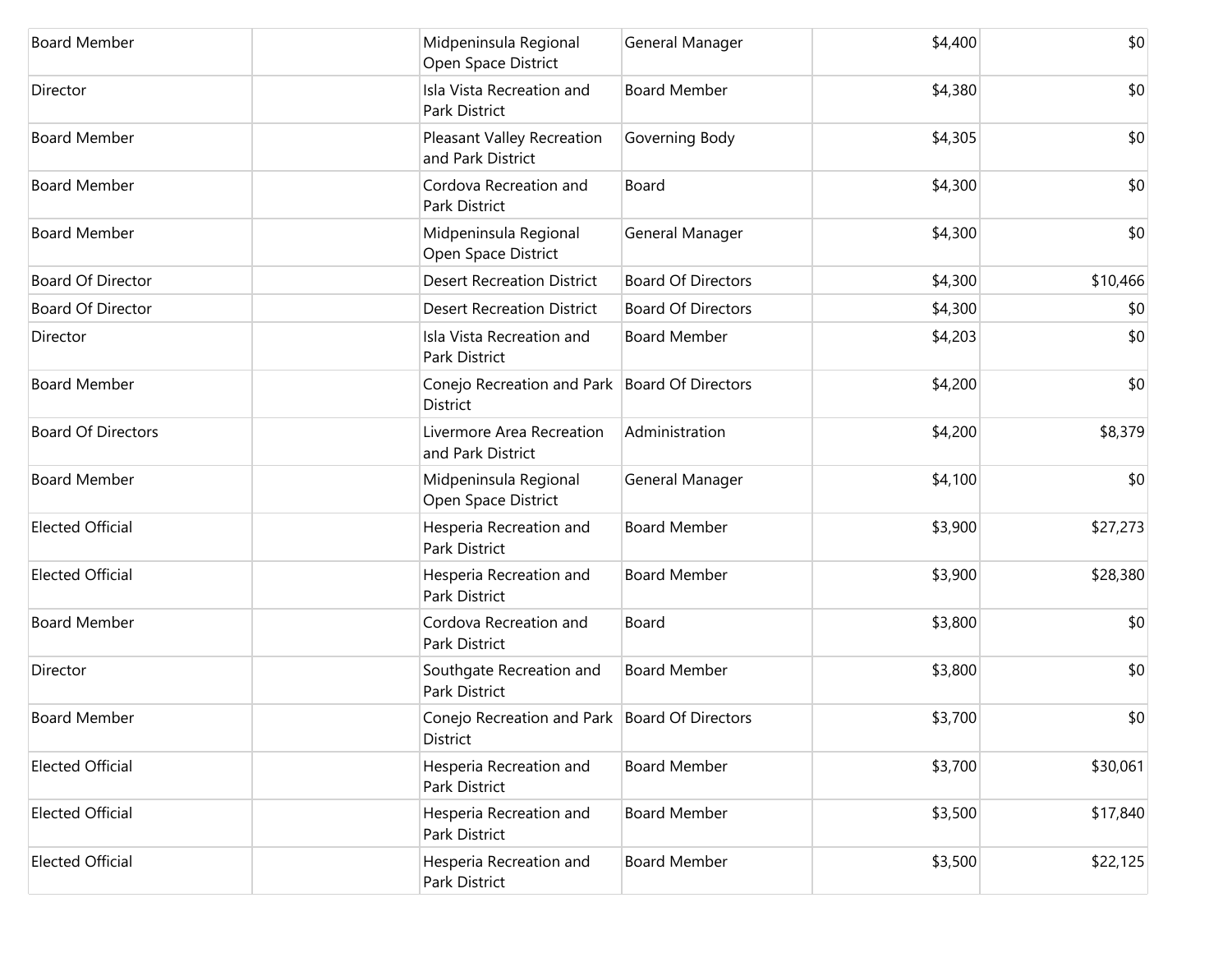| | | | | | |
|---|---|---|---|---|---|
| Board Member | | Midpeninsula Regional Open Space District | General Manager | $4,400 | $0 |
| Director | | Isla Vista Recreation and Park District | Board Member | $4,380 | $0 |
| Board Member | | Pleasant Valley Recreation and Park District | Governing Body | $4,305 | $0 |
| Board Member | | Cordova Recreation and Park District | Board | $4,300 | $0 |
| Board Member | | Midpeninsula Regional Open Space District | General Manager | $4,300 | $0 |
| Board Of Director | | Desert Recreation District | Board Of Directors | $4,300 | $10,466 |
| Board Of Director | | Desert Recreation District | Board Of Directors | $4,300 | $0 |
| Director | | Isla Vista Recreation and Park District | Board Member | $4,203 | $0 |
| Board Member | | Conejo Recreation and Park District | Board Of Directors | $4,200 | $0 |
| Board Of Directors | | Livermore Area Recreation and Park District | Administration | $4,200 | $8,379 |
| Board Member | | Midpeninsula Regional Open Space District | General Manager | $4,100 | $0 |
| Elected Official | | Hesperia Recreation and Park District | Board Member | $3,900 | $27,273 |
| Elected Official | | Hesperia Recreation and Park District | Board Member | $3,900 | $28,380 |
| Board Member | | Cordova Recreation and Park District | Board | $3,800 | $0 |
| Director | | Southgate Recreation and Park District | Board Member | $3,800 | $0 |
| Board Member | | Conejo Recreation and Park District | Board Of Directors | $3,700 | $0 |
| Elected Official | | Hesperia Recreation and Park District | Board Member | $3,700 | $30,061 |
| Elected Official | | Hesperia Recreation and Park District | Board Member | $3,500 | $17,840 |
| Elected Official | | Hesperia Recreation and Park District | Board Member | $3,500 | $22,125 |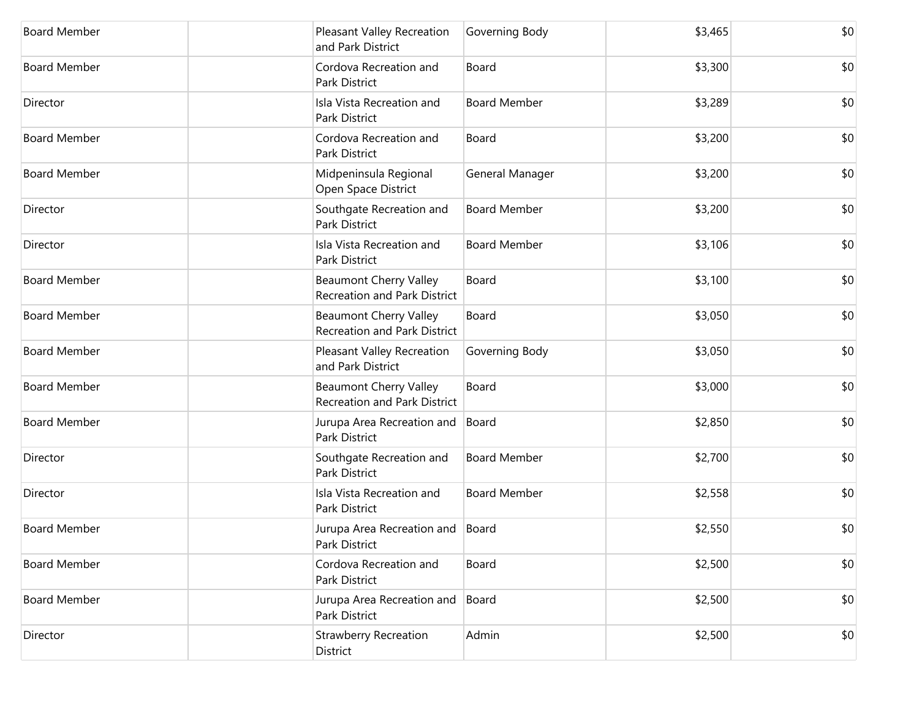| | | | | | |
|---|---|---|---|---|---|
| Board Member | | Pleasant Valley Recreation and Park District | Governing Body | $3,465 | $0 |
| Board Member | | Cordova Recreation and Park District | Board | $3,300 | $0 |
| Director | | Isla Vista Recreation and Park District | Board Member | $3,289 | $0 |
| Board Member | | Cordova Recreation and Park District | Board | $3,200 | $0 |
| Board Member | | Midpeninsula Regional Open Space District | General Manager | $3,200 | $0 |
| Director | | Southgate Recreation and Park District | Board Member | $3,200 | $0 |
| Director | | Isla Vista Recreation and Park District | Board Member | $3,106 | $0 |
| Board Member | | Beaumont Cherry Valley Recreation and Park District | Board | $3,100 | $0 |
| Board Member | | Beaumont Cherry Valley Recreation and Park District | Board | $3,050 | $0 |
| Board Member | | Pleasant Valley Recreation and Park District | Governing Body | $3,050 | $0 |
| Board Member | | Beaumont Cherry Valley Recreation and Park District | Board | $3,000 | $0 |
| Board Member | | Jurupa Area Recreation and Park District | Board | $2,850 | $0 |
| Director | | Southgate Recreation and Park District | Board Member | $2,700 | $0 |
| Director | | Isla Vista Recreation and Park District | Board Member | $2,558 | $0 |
| Board Member | | Jurupa Area Recreation and Park District | Board | $2,550 | $0 |
| Board Member | | Cordova Recreation and Park District | Board | $2,500 | $0 |
| Board Member | | Jurupa Area Recreation and Park District | Board | $2,500 | $0 |
| Director | | Strawberry Recreation District | Admin | $2,500 | $0 |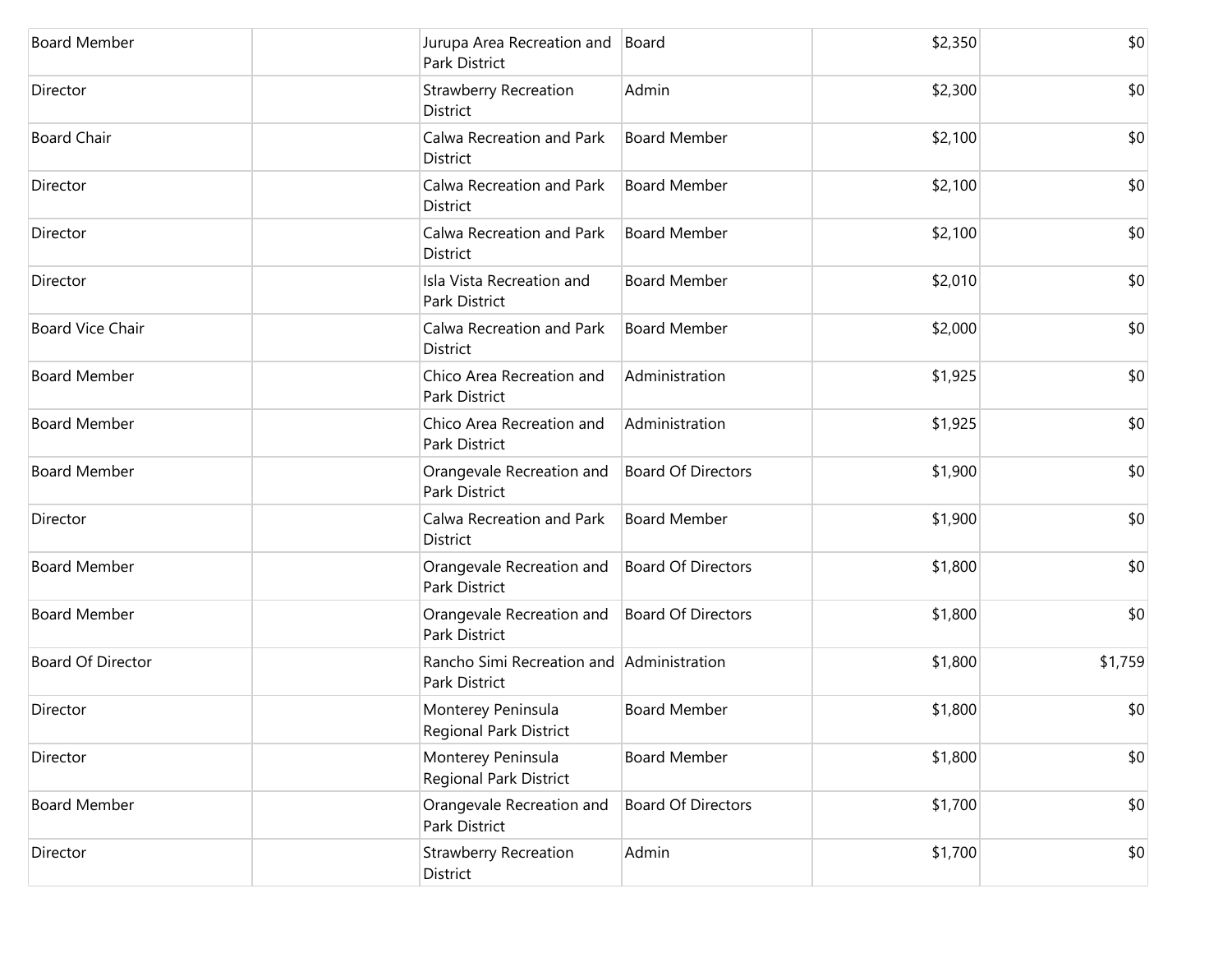| | | | | | |
|---|---|---|---|---|---|
| Board Member | | Jurupa Area Recreation and Park District | Board | $2,350 | $0 |
| Director | | Strawberry Recreation District | Admin | $2,300 | $0 |
| Board Chair | | Calwa Recreation and Park District | Board Member | $2,100 | $0 |
| Director | | Calwa Recreation and Park District | Board Member | $2,100 | $0 |
| Director | | Calwa Recreation and Park District | Board Member | $2,100 | $0 |
| Director | | Isla Vista Recreation and Park District | Board Member | $2,010 | $0 |
| Board Vice Chair | | Calwa Recreation and Park District | Board Member | $2,000 | $0 |
| Board Member | | Chico Area Recreation and Park District | Administration | $1,925 | $0 |
| Board Member | | Chico Area Recreation and Park District | Administration | $1,925 | $0 |
| Board Member | | Orangevale Recreation and Park District | Board Of Directors | $1,900 | $0 |
| Director | | Calwa Recreation and Park District | Board Member | $1,900 | $0 |
| Board Member | | Orangevale Recreation and Park District | Board Of Directors | $1,800 | $0 |
| Board Member | | Orangevale Recreation and Park District | Board Of Directors | $1,800 | $0 |
| Board Of Director | | Rancho Simi Recreation and Park District | Administration | $1,800 | $1,759 |
| Director | | Monterey Peninsula Regional Park District | Board Member | $1,800 | $0 |
| Director | | Monterey Peninsula Regional Park District | Board Member | $1,800 | $0 |
| Board Member | | Orangevale Recreation and Park District | Board Of Directors | $1,700 | $0 |
| Director | | Strawberry Recreation District | Admin | $1,700 | $0 |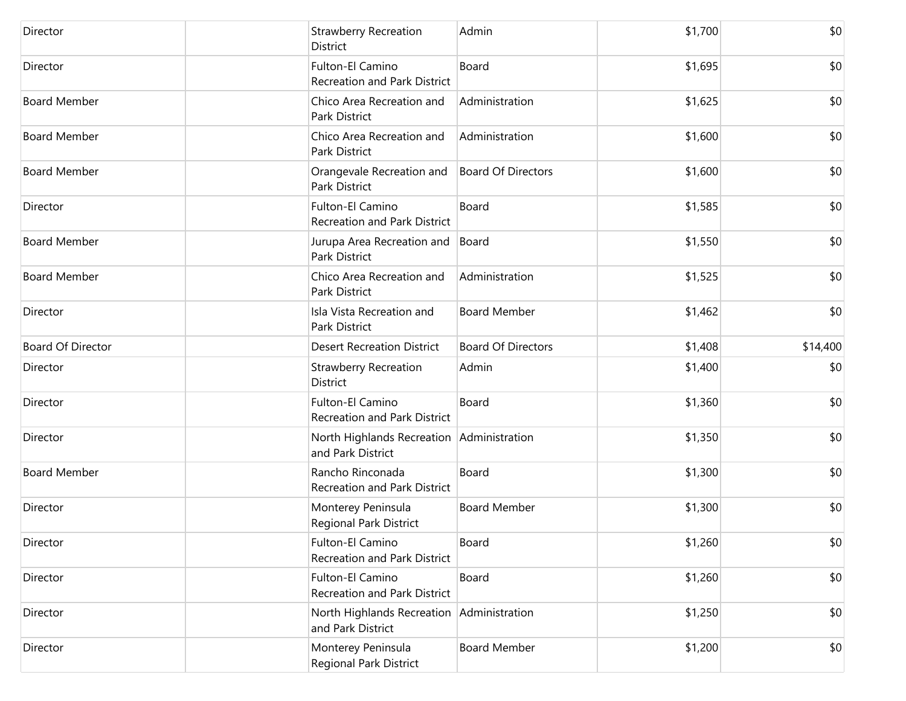| | | | | | |
|---|---|---|---|---|---|
| Director | | Strawberry Recreation District | Admin | $1,700 | $0 |
| Director | | Fulton-El Camino Recreation and Park District | Board | $1,695 | $0 |
| Board Member | | Chico Area Recreation and Park District | Administration | $1,625 | $0 |
| Board Member | | Chico Area Recreation and Park District | Administration | $1,600 | $0 |
| Board Member | | Orangevale Recreation and Park District | Board Of Directors | $1,600 | $0 |
| Director | | Fulton-El Camino Recreation and Park District | Board | $1,585 | $0 |
| Board Member | | Jurupa Area Recreation and Park District | Board | $1,550 | $0 |
| Board Member | | Chico Area Recreation and Park District | Administration | $1,525 | $0 |
| Director | | Isla Vista Recreation and Park District | Board Member | $1,462 | $0 |
| Board Of Director | | Desert Recreation District | Board Of Directors | $1,408 | $14,400 |
| Director | | Strawberry Recreation District | Admin | $1,400 | $0 |
| Director | | Fulton-El Camino Recreation and Park District | Board | $1,360 | $0 |
| Director | | North Highlands Recreation and Park District | Administration | $1,350 | $0 |
| Board Member | | Rancho Rinconada Recreation and Park District | Board | $1,300 | $0 |
| Director | | Monterey Peninsula Regional Park District | Board Member | $1,300 | $0 |
| Director | | Fulton-El Camino Recreation and Park District | Board | $1,260 | $0 |
| Director | | Fulton-El Camino Recreation and Park District | Board | $1,260 | $0 |
| Director | | North Highlands Recreation and Park District | Administration | $1,250 | $0 |
| Director | | Monterey Peninsula Regional Park District | Board Member | $1,200 | $0 |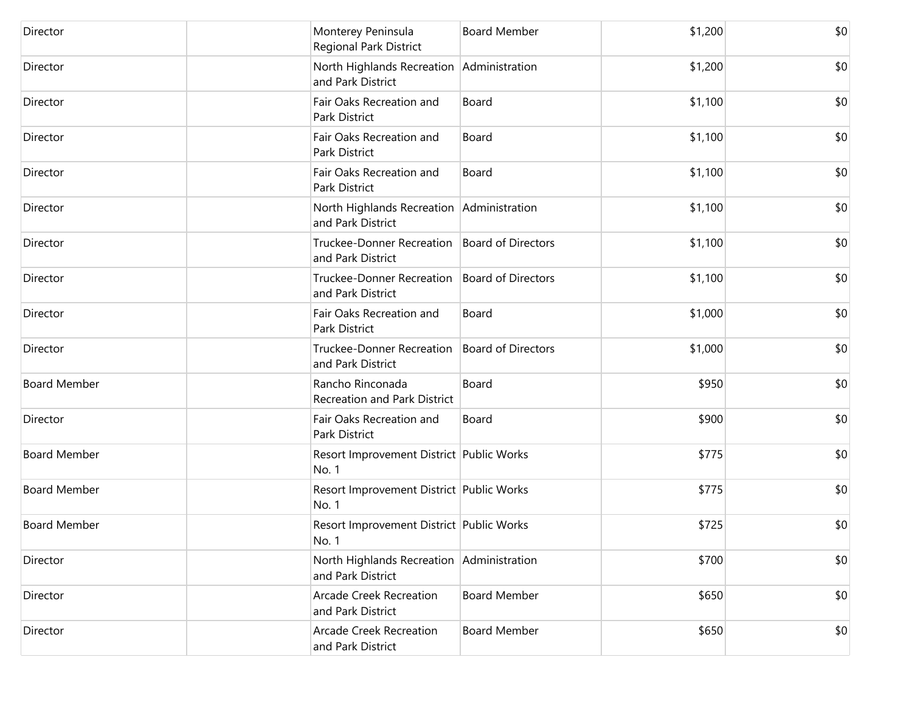| | | | | | |
|---|---|---|---|---|---|
| Director | | Monterey Peninsula Regional Park District | Board Member | $1,200 | $0 |
| Director | | North Highlands Recreation and Park District | Administration | $1,200 | $0 |
| Director | | Fair Oaks Recreation and Park District | Board | $1,100 | $0 |
| Director | | Fair Oaks Recreation and Park District | Board | $1,100 | $0 |
| Director | | Fair Oaks Recreation and Park District | Board | $1,100 | $0 |
| Director | | North Highlands Recreation and Park District | Administration | $1,100 | $0 |
| Director | | Truckee-Donner Recreation and Park District | Board of Directors | $1,100 | $0 |
| Director | | Truckee-Donner Recreation and Park District | Board of Directors | $1,100 | $0 |
| Director | | Fair Oaks Recreation and Park District | Board | $1,000 | $0 |
| Director | | Truckee-Donner Recreation and Park District | Board of Directors | $1,000 | $0 |
| Board Member | | Rancho Rinconada Recreation and Park District | Board | $950 | $0 |
| Director | | Fair Oaks Recreation and Park District | Board | $900 | $0 |
| Board Member | | Resort Improvement District No. 1 | Public Works | $775 | $0 |
| Board Member | | Resort Improvement District No. 1 | Public Works | $775 | $0 |
| Board Member | | Resort Improvement District No. 1 | Public Works | $725 | $0 |
| Director | | North Highlands Recreation and Park District | Administration | $700 | $0 |
| Director | | Arcade Creek Recreation and Park District | Board Member | $650 | $0 |
| Director | | Arcade Creek Recreation and Park District | Board Member | $650 | $0 |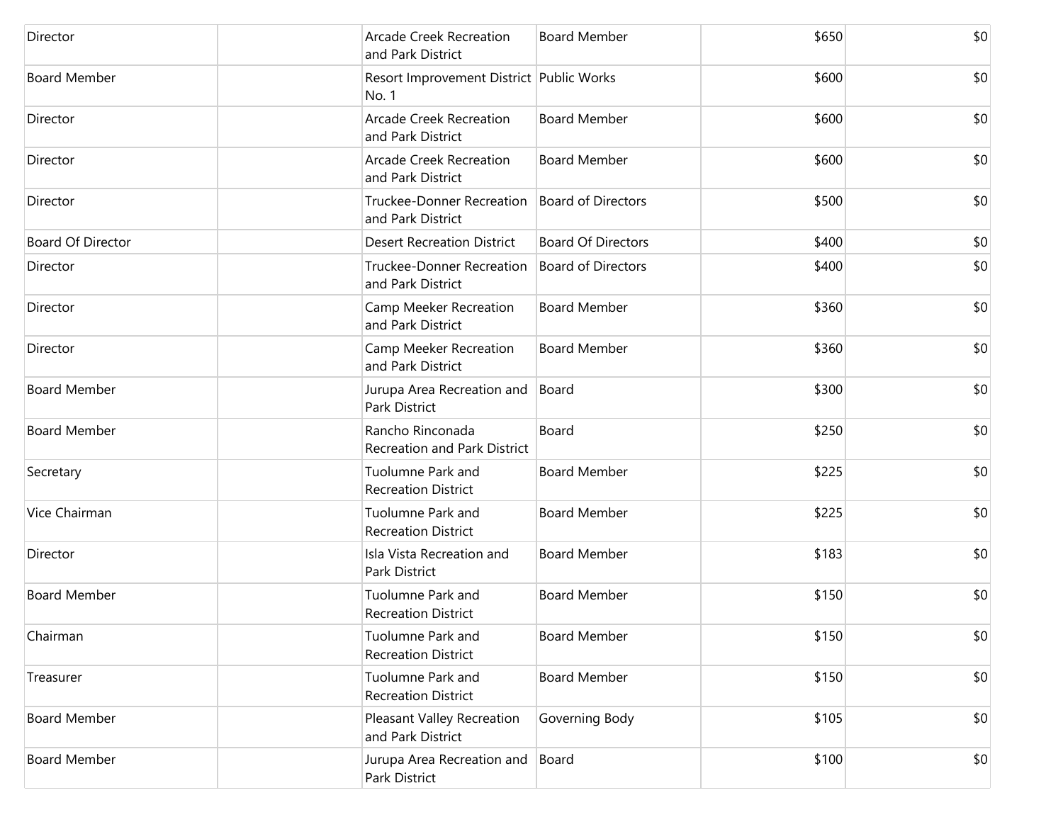|  |  |  |  |  |  |
|---|---|---|---|---|---|
| Director |  | Arcade Creek Recreation and Park District | Board Member | $650 | $0 |
| Board Member |  | Resort Improvement District No. 1 | Public Works | $600 | $0 |
| Director |  | Arcade Creek Recreation and Park District | Board Member | $600 | $0 |
| Director |  | Arcade Creek Recreation and Park District | Board Member | $600 | $0 |
| Director |  | Truckee-Donner Recreation and Park District | Board of Directors | $500 | $0 |
| Board Of Director |  | Desert Recreation District | Board Of Directors | $400 | $0 |
| Director |  | Truckee-Donner Recreation and Park District | Board of Directors | $400 | $0 |
| Director |  | Camp Meeker Recreation and Park District | Board Member | $360 | $0 |
| Director |  | Camp Meeker Recreation and Park District | Board Member | $360 | $0 |
| Board Member |  | Jurupa Area Recreation and Park District | Board | $300 | $0 |
| Board Member |  | Rancho Rinconada Recreation and Park District | Board | $250 | $0 |
| Secretary |  | Tuolumne Park and Recreation District | Board Member | $225 | $0 |
| Vice Chairman |  | Tuolumne Park and Recreation District | Board Member | $225 | $0 |
| Director |  | Isla Vista Recreation and Park District | Board Member | $183 | $0 |
| Board Member |  | Tuolumne Park and Recreation District | Board Member | $150 | $0 |
| Chairman |  | Tuolumne Park and Recreation District | Board Member | $150 | $0 |
| Treasurer |  | Tuolumne Park and Recreation District | Board Member | $150 | $0 |
| Board Member |  | Pleasant Valley Recreation and Park District | Governing Body | $105 | $0 |
| Board Member |  | Jurupa Area Recreation and Park District | Board | $100 | $0 |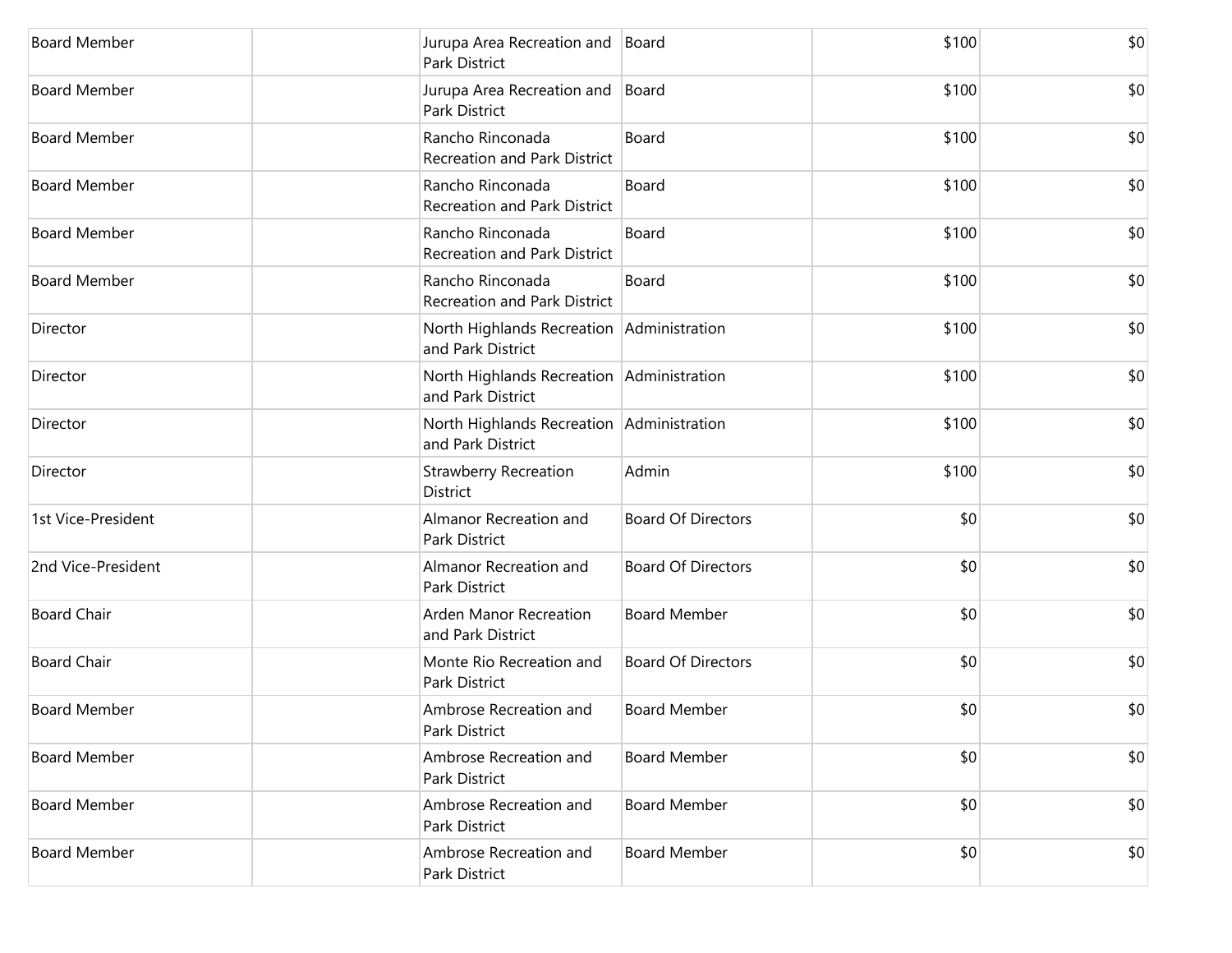| | | | | | |
|---|---|---|---|---|---|
| Board Member | | Jurupa Area Recreation and Park District | Board | $100 | $0 |
| Board Member | | Jurupa Area Recreation and Park District | Board | $100 | $0 |
| Board Member | | Rancho Rinconada Recreation and Park District | Board | $100 | $0 |
| Board Member | | Rancho Rinconada Recreation and Park District | Board | $100 | $0 |
| Board Member | | Rancho Rinconada Recreation and Park District | Board | $100 | $0 |
| Board Member | | Rancho Rinconada Recreation and Park District | Board | $100 | $0 |
| Director | | North Highlands Recreation and Park District | Administration | $100 | $0 |
| Director | | North Highlands Recreation and Park District | Administration | $100 | $0 |
| Director | | North Highlands Recreation and Park District | Administration | $100 | $0 |
| Director | | Strawberry Recreation District | Admin | $100 | $0 |
| 1st Vice-President | | Almanor Recreation and Park District | Board Of Directors | $0 | $0 |
| 2nd Vice-President | | Almanor Recreation and Park District | Board Of Directors | $0 | $0 |
| Board Chair | | Arden Manor Recreation and Park District | Board Member | $0 | $0 |
| Board Chair | | Monte Rio Recreation and Park District | Board Of Directors | $0 | $0 |
| Board Member | | Ambrose Recreation and Park District | Board Member | $0 | $0 |
| Board Member | | Ambrose Recreation and Park District | Board Member | $0 | $0 |
| Board Member | | Ambrose Recreation and Park District | Board Member | $0 | $0 |
| Board Member | | Ambrose Recreation and Park District | Board Member | $0 | $0 |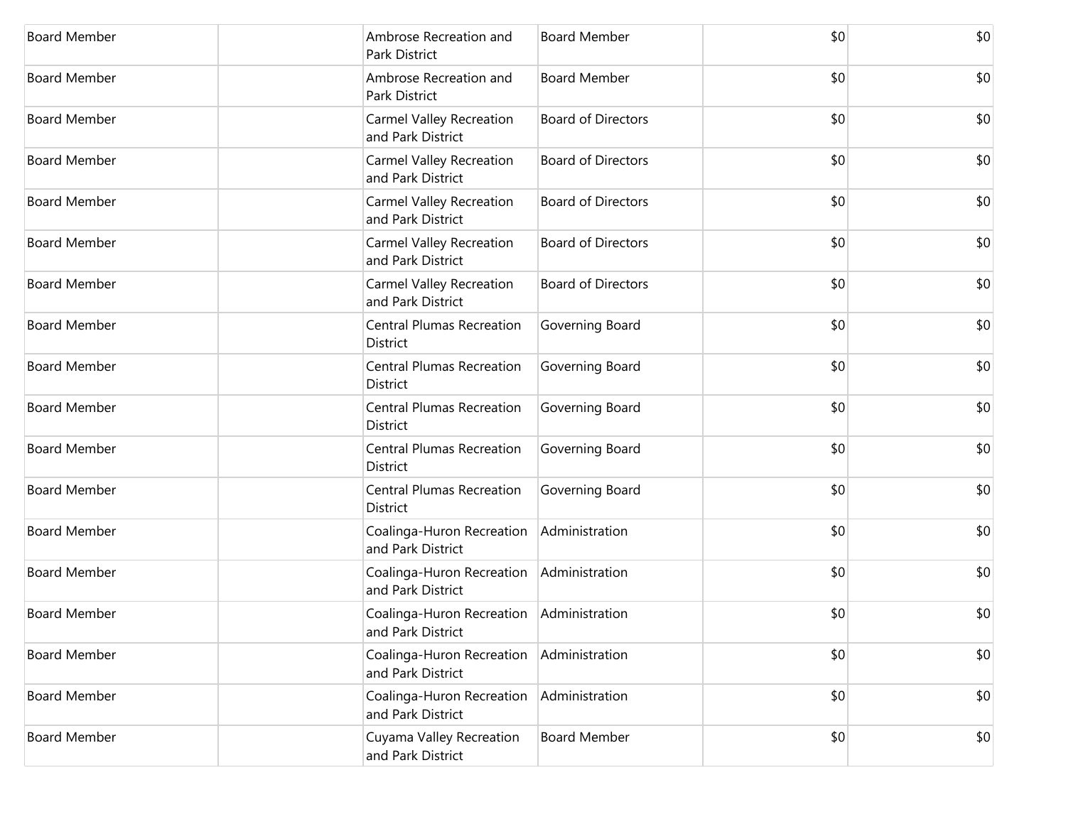| | | | | | |
|---|---|---|---|---|---|
| Board Member | | Ambrose Recreation and Park District | Board Member | $0 | $0 |
| Board Member | | Ambrose Recreation and Park District | Board Member | $0 | $0 |
| Board Member | | Carmel Valley Recreation and Park District | Board of Directors | $0 | $0 |
| Board Member | | Carmel Valley Recreation and Park District | Board of Directors | $0 | $0 |
| Board Member | | Carmel Valley Recreation and Park District | Board of Directors | $0 | $0 |
| Board Member | | Carmel Valley Recreation and Park District | Board of Directors | $0 | $0 |
| Board Member | | Carmel Valley Recreation and Park District | Board of Directors | $0 | $0 |
| Board Member | | Central Plumas Recreation District | Governing Board | $0 | $0 |
| Board Member | | Central Plumas Recreation District | Governing Board | $0 | $0 |
| Board Member | | Central Plumas Recreation District | Governing Board | $0 | $0 |
| Board Member | | Central Plumas Recreation District | Governing Board | $0 | $0 |
| Board Member | | Central Plumas Recreation District | Governing Board | $0 | $0 |
| Board Member | | Coalinga-Huron Recreation and Park District | Administration | $0 | $0 |
| Board Member | | Coalinga-Huron Recreation and Park District | Administration | $0 | $0 |
| Board Member | | Coalinga-Huron Recreation and Park District | Administration | $0 | $0 |
| Board Member | | Coalinga-Huron Recreation and Park District | Administration | $0 | $0 |
| Board Member | | Coalinga-Huron Recreation and Park District | Administration | $0 | $0 |
| Board Member | | Cuyama Valley Recreation and Park District | Board Member | $0 | $0 |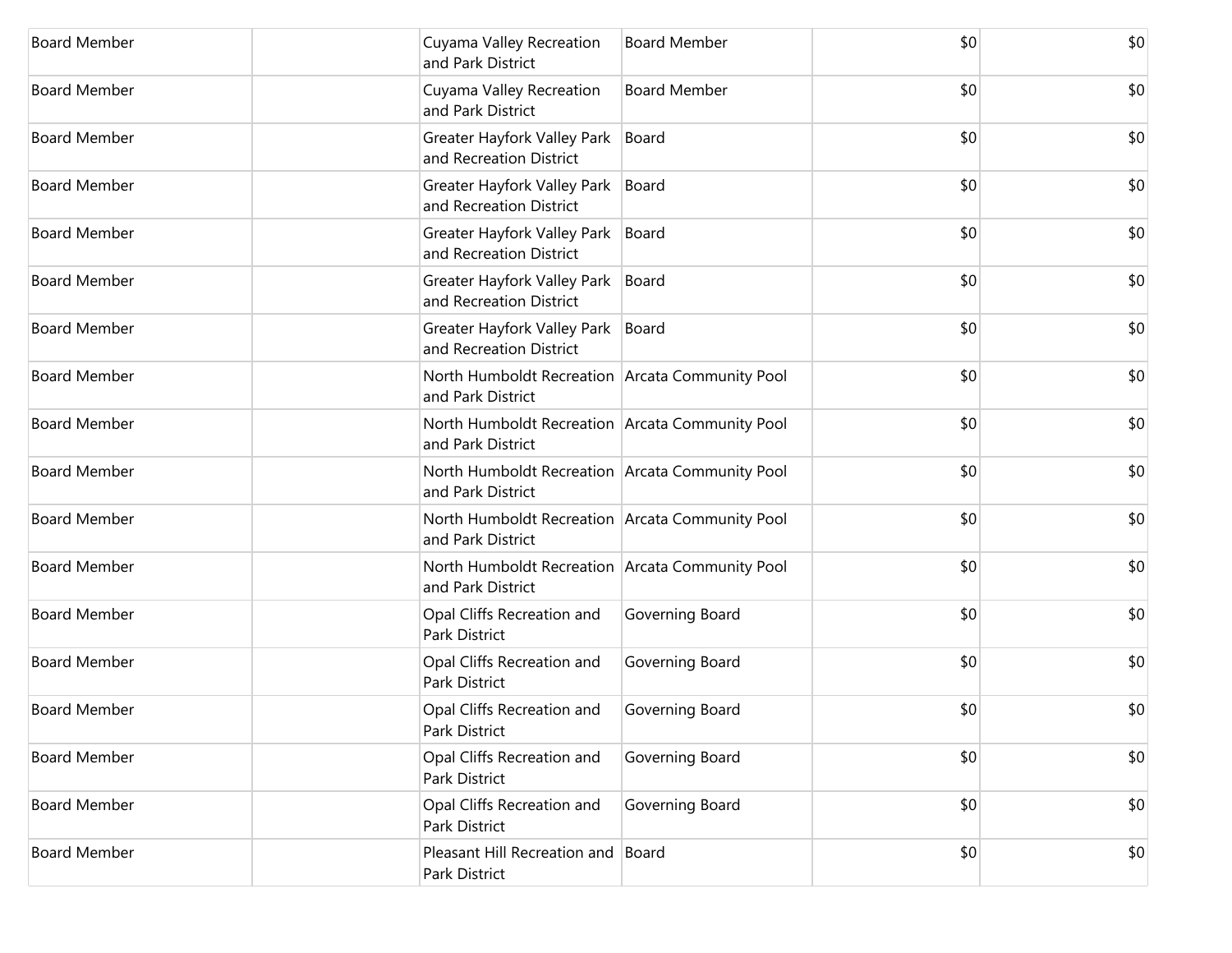| | | | | | |
|---|---|---|---|---|---|
| Board Member | | Cuyama Valley Recreation and Park District | Board Member | $0 | $0 |
| Board Member | | Cuyama Valley Recreation and Park District | Board Member | $0 | $0 |
| Board Member | | Greater Hayfork Valley Park and Recreation District | Board | $0 | $0 |
| Board Member | | Greater Hayfork Valley Park and Recreation District | Board | $0 | $0 |
| Board Member | | Greater Hayfork Valley Park and Recreation District | Board | $0 | $0 |
| Board Member | | Greater Hayfork Valley Park and Recreation District | Board | $0 | $0 |
| Board Member | | Greater Hayfork Valley Park and Recreation District | Board | $0 | $0 |
| Board Member | | North Humboldt Recreation and Park District | Arcata Community Pool | $0 | $0 |
| Board Member | | North Humboldt Recreation and Park District | Arcata Community Pool | $0 | $0 |
| Board Member | | North Humboldt Recreation and Park District | Arcata Community Pool | $0 | $0 |
| Board Member | | North Humboldt Recreation and Park District | Arcata Community Pool | $0 | $0 |
| Board Member | | North Humboldt Recreation and Park District | Arcata Community Pool | $0 | $0 |
| Board Member | | Opal Cliffs Recreation and Park District | Governing Board | $0 | $0 |
| Board Member | | Opal Cliffs Recreation and Park District | Governing Board | $0 | $0 |
| Board Member | | Opal Cliffs Recreation and Park District | Governing Board | $0 | $0 |
| Board Member | | Opal Cliffs Recreation and Park District | Governing Board | $0 | $0 |
| Board Member | | Opal Cliffs Recreation and Park District | Governing Board | $0 | $0 |
| Board Member | | Pleasant Hill Recreation and Park District | Board | $0 | $0 |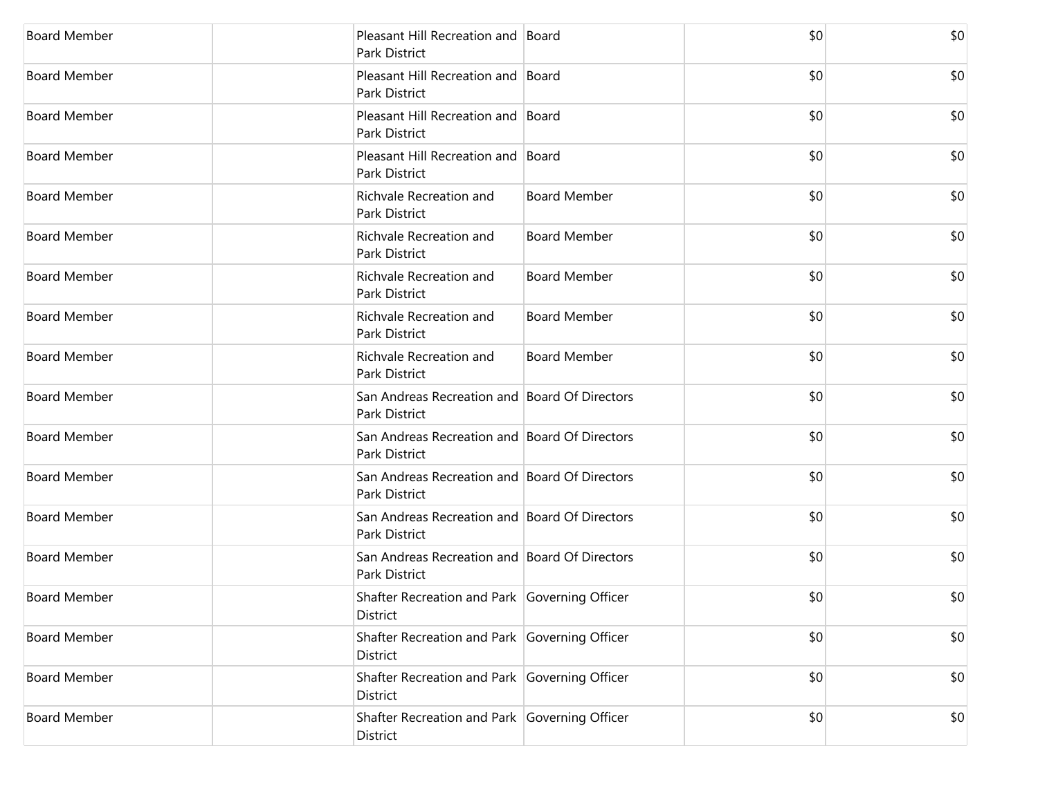| | | | | | |
|---|---|---|---|---|---|
| Board Member | | Pleasant Hill Recreation and Park District | Board | $0 | $0 |
| Board Member | | Pleasant Hill Recreation and Park District | Board | $0 | $0 |
| Board Member | | Pleasant Hill Recreation and Park District | Board | $0 | $0 |
| Board Member | | Pleasant Hill Recreation and Park District | Board | $0 | $0 |
| Board Member | | Richvale Recreation and Park District | Board Member | $0 | $0 |
| Board Member | | Richvale Recreation and Park District | Board Member | $0 | $0 |
| Board Member | | Richvale Recreation and Park District | Board Member | $0 | $0 |
| Board Member | | Richvale Recreation and Park District | Board Member | $0 | $0 |
| Board Member | | Richvale Recreation and Park District | Board Member | $0 | $0 |
| Board Member | | San Andreas Recreation and Park District | Board Of Directors | $0 | $0 |
| Board Member | | San Andreas Recreation and Park District | Board Of Directors | $0 | $0 |
| Board Member | | San Andreas Recreation and Park District | Board Of Directors | $0 | $0 |
| Board Member | | San Andreas Recreation and Park District | Board Of Directors | $0 | $0 |
| Board Member | | San Andreas Recreation and Park District | Board Of Directors | $0 | $0 |
| Board Member | | Shafter Recreation and Park District | Governing Officer | $0 | $0 |
| Board Member | | Shafter Recreation and Park District | Governing Officer | $0 | $0 |
| Board Member | | Shafter Recreation and Park District | Governing Officer | $0 | $0 |
| Board Member | | Shafter Recreation and Park District | Governing Officer | $0 | $0 |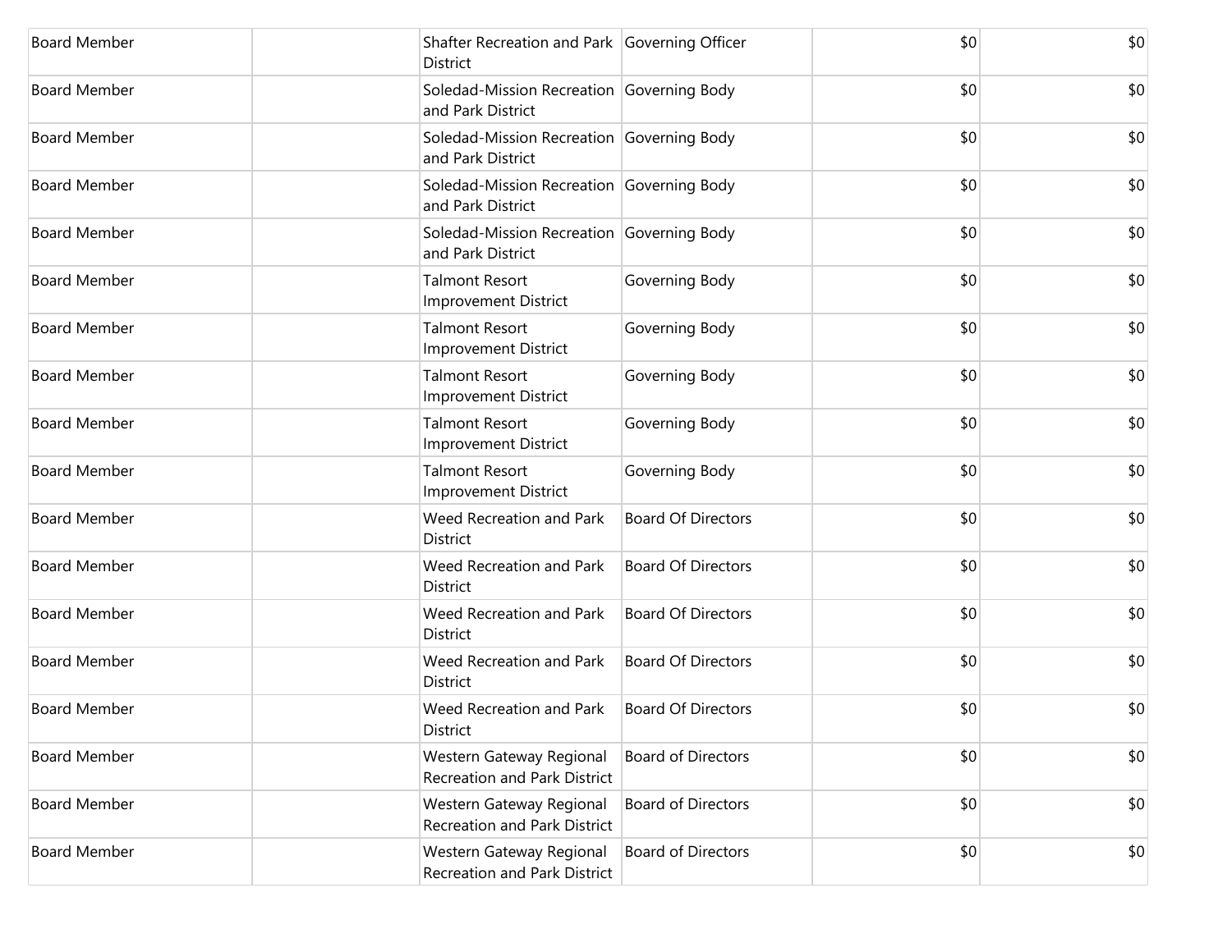| Board Member | | Shafter Recreation and Park District | Governing Officer | $0 | $0 |
|---|---|---|---|---|---|
| Board Member | | Soledad-Mission Recreation and Park District | Governing Body | $0 | $0 |
| Board Member | | Soledad-Mission Recreation and Park District | Governing Body | $0 | $0 |
| Board Member | | Soledad-Mission Recreation and Park District | Governing Body | $0 | $0 |
| Board Member | | Soledad-Mission Recreation and Park District | Governing Body | $0 | $0 |
| Board Member | | Talmont Resort Improvement District | Governing Body | $0 | $0 |
| Board Member | | Talmont Resort Improvement District | Governing Body | $0 | $0 |
| Board Member | | Talmont Resort Improvement District | Governing Body | $0 | $0 |
| Board Member | | Talmont Resort Improvement District | Governing Body | $0 | $0 |
| Board Member | | Talmont Resort Improvement District | Governing Body | $0 | $0 |
| Board Member | | Weed Recreation and Park District | Board Of Directors | $0 | $0 |
| Board Member | | Weed Recreation and Park District | Board Of Directors | $0 | $0 |
| Board Member | | Weed Recreation and Park District | Board Of Directors | $0 | $0 |
| Board Member | | Weed Recreation and Park District | Board Of Directors | $0 | $0 |
| Board Member | | Weed Recreation and Park District | Board Of Directors | $0 | $0 |
| Board Member | | Western Gateway Regional Recreation and Park District | Board of Directors | $0 | $0 |
| Board Member | | Western Gateway Regional Recreation and Park District | Board of Directors | $0 | $0 |
| Board Member | | Western Gateway Regional Recreation and Park District | Board of Directors | $0 | $0 |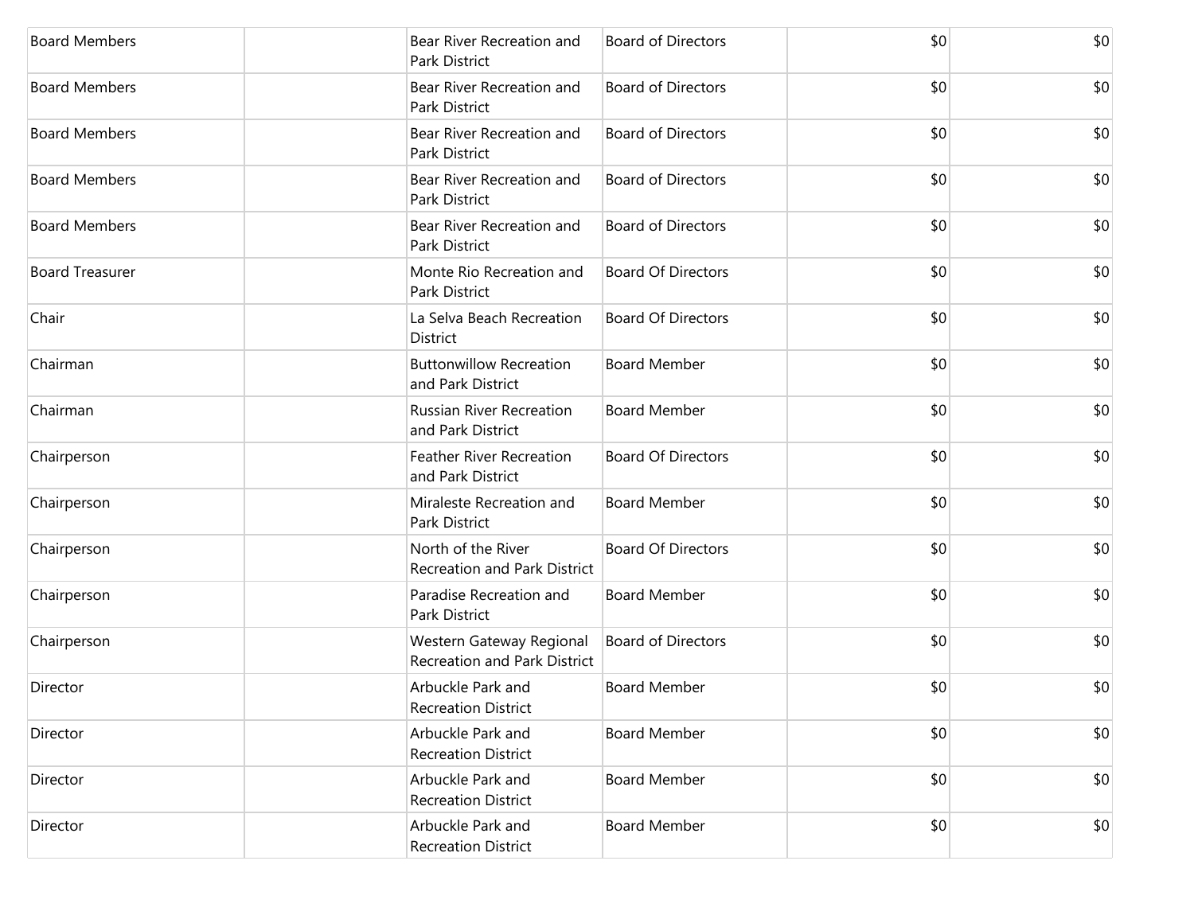| | | | | | |
|---|---|---|---|---|---|
| Board Members | | Bear River Recreation and Park District | Board of Directors | $0 | $0 |
| Board Members | | Bear River Recreation and Park District | Board of Directors | $0 | $0 |
| Board Members | | Bear River Recreation and Park District | Board of Directors | $0 | $0 |
| Board Members | | Bear River Recreation and Park District | Board of Directors | $0 | $0 |
| Board Members | | Bear River Recreation and Park District | Board of Directors | $0 | $0 |
| Board Treasurer | | Monte Rio Recreation and Park District | Board Of Directors | $0 | $0 |
| Chair | | La Selva Beach Recreation District | Board Of Directors | $0 | $0 |
| Chairman | | Buttonwillow Recreation and Park District | Board Member | $0 | $0 |
| Chairman | | Russian River Recreation and Park District | Board Member | $0 | $0 |
| Chairperson | | Feather River Recreation and Park District | Board Of Directors | $0 | $0 |
| Chairperson | | Miraleste Recreation and Park District | Board Member | $0 | $0 |
| Chairperson | | North of the River Recreation and Park District | Board Of Directors | $0 | $0 |
| Chairperson | | Paradise Recreation and Park District | Board Member | $0 | $0 |
| Chairperson | | Western Gateway Regional Recreation and Park District | Board of Directors | $0 | $0 |
| Director | | Arbuckle Park and Recreation District | Board Member | $0 | $0 |
| Director | | Arbuckle Park and Recreation District | Board Member | $0 | $0 |
| Director | | Arbuckle Park and Recreation District | Board Member | $0 | $0 |
| Director | | Arbuckle Park and Recreation District | Board Member | $0 | $0 |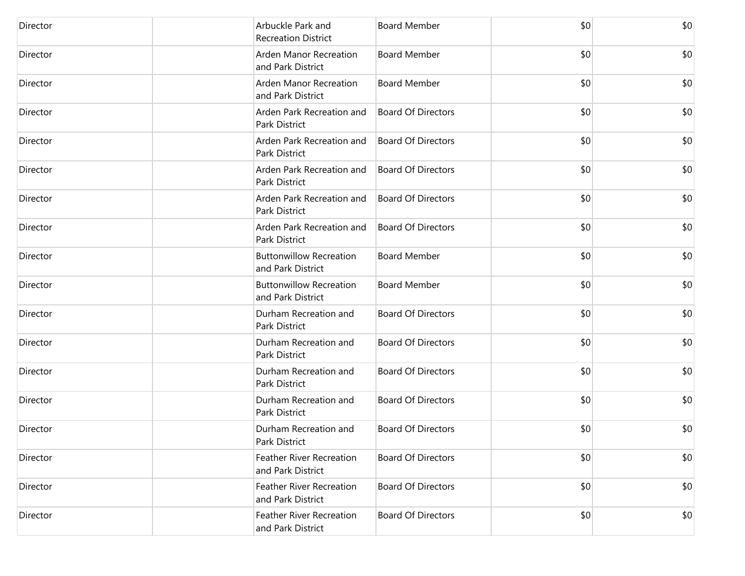| | | | | | |
|---|---|---|---|---|---|
| Director | | Arbuckle Park and Recreation District | Board Member | $0 | $0 |
| Director | | Arden Manor Recreation and Park District | Board Member | $0 | $0 |
| Director | | Arden Manor Recreation and Park District | Board Member | $0 | $0 |
| Director | | Arden Park Recreation and Park District | Board Of Directors | $0 | $0 |
| Director | | Arden Park Recreation and Park District | Board Of Directors | $0 | $0 |
| Director | | Arden Park Recreation and Park District | Board Of Directors | $0 | $0 |
| Director | | Arden Park Recreation and Park District | Board Of Directors | $0 | $0 |
| Director | | Arden Park Recreation and Park District | Board Of Directors | $0 | $0 |
| Director | | Buttonwillow Recreation and Park District | Board Member | $0 | $0 |
| Director | | Buttonwillow Recreation and Park District | Board Member | $0 | $0 |
| Director | | Durham Recreation and Park District | Board Of Directors | $0 | $0 |
| Director | | Durham Recreation and Park District | Board Of Directors | $0 | $0 |
| Director | | Durham Recreation and Park District | Board Of Directors | $0 | $0 |
| Director | | Durham Recreation and Park District | Board Of Directors | $0 | $0 |
| Director | | Durham Recreation and Park District | Board Of Directors | $0 | $0 |
| Director | | Feather River Recreation and Park District | Board Of Directors | $0 | $0 |
| Director | | Feather River Recreation and Park District | Board Of Directors | $0 | $0 |
| Director | | Feather River Recreation and Park District | Board Of Directors | $0 | $0 |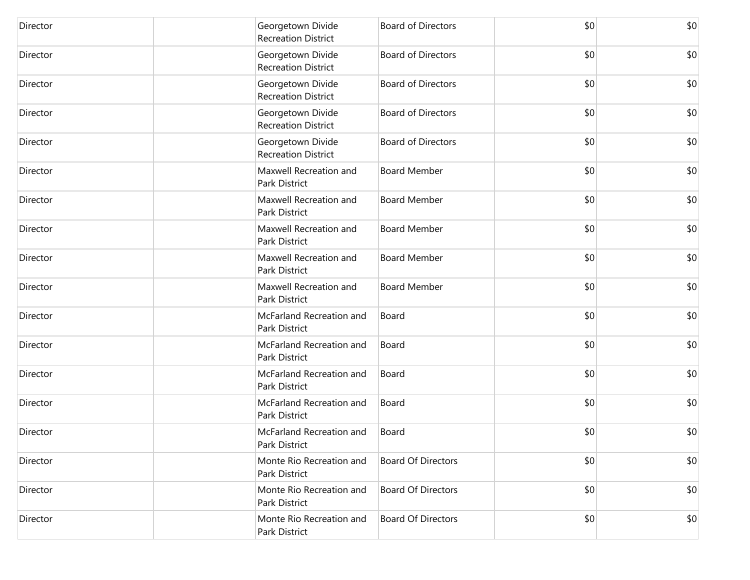| | | | | | |
|---|---|---|---|---|---|
| Director | | Georgetown Divide Recreation District | Board of Directors | $0 | $0 |
| Director | | Georgetown Divide Recreation District | Board of Directors | $0 | $0 |
| Director | | Georgetown Divide Recreation District | Board of Directors | $0 | $0 |
| Director | | Georgetown Divide Recreation District | Board of Directors | $0 | $0 |
| Director | | Georgetown Divide Recreation District | Board of Directors | $0 | $0 |
| Director | | Maxwell Recreation and Park District | Board Member | $0 | $0 |
| Director | | Maxwell Recreation and Park District | Board Member | $0 | $0 |
| Director | | Maxwell Recreation and Park District | Board Member | $0 | $0 |
| Director | | Maxwell Recreation and Park District | Board Member | $0 | $0 |
| Director | | Maxwell Recreation and Park District | Board Member | $0 | $0 |
| Director | | McFarland Recreation and Park District | Board | $0 | $0 |
| Director | | McFarland Recreation and Park District | Board | $0 | $0 |
| Director | | McFarland Recreation and Park District | Board | $0 | $0 |
| Director | | McFarland Recreation and Park District | Board | $0 | $0 |
| Director | | McFarland Recreation and Park District | Board | $0 | $0 |
| Director | | Monte Rio Recreation and Park District | Board Of Directors | $0 | $0 |
| Director | | Monte Rio Recreation and Park District | Board Of Directors | $0 | $0 |
| Director | | Monte Rio Recreation and Park District | Board Of Directors | $0 | $0 |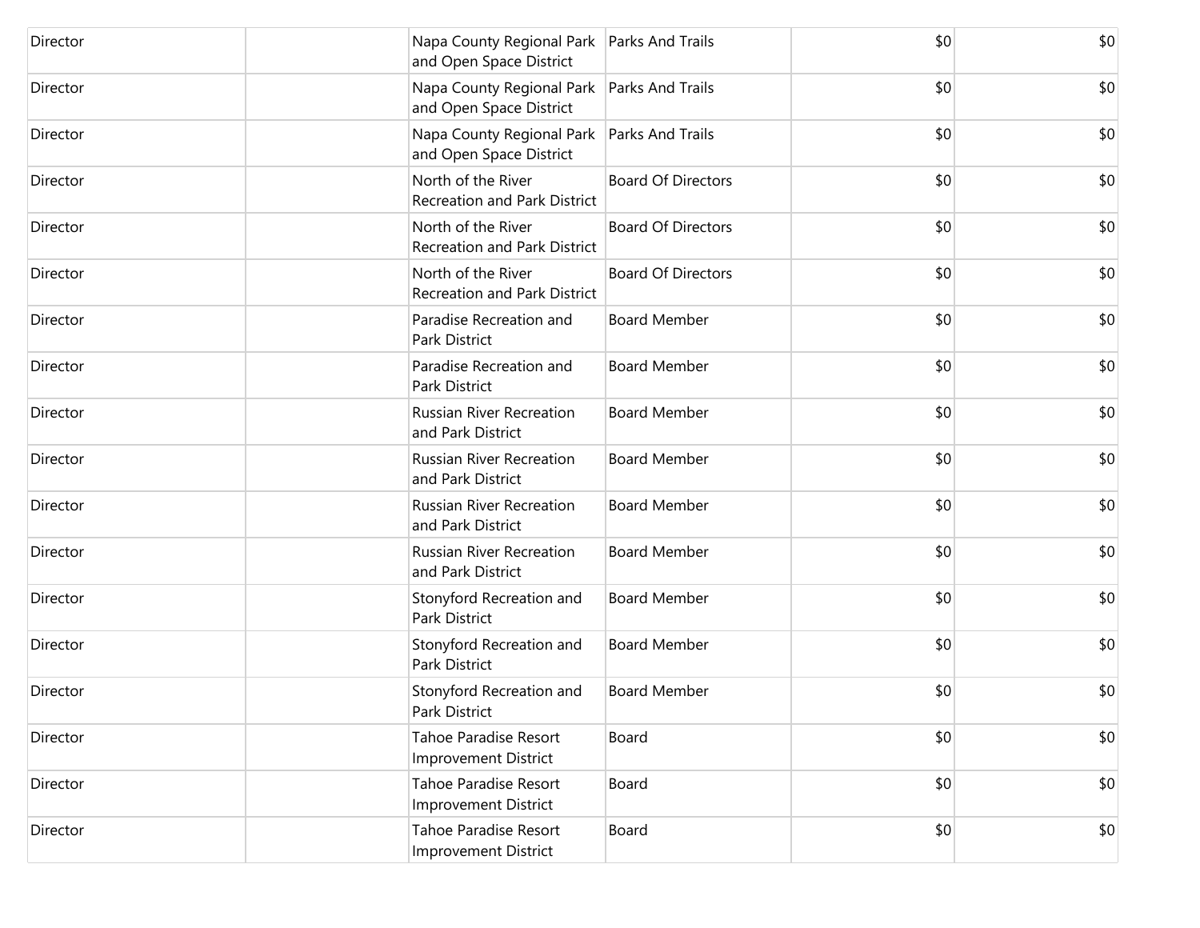| Director | | Napa County Regional Park and Open Space District | Parks And Trails | $0 | $0 |
|---|---|---|---|---|---|
| Director | | Napa County Regional Park and Open Space District | Parks And Trails | $0 | $0 |
| Director | | Napa County Regional Park and Open Space District | Parks And Trails | $0 | $0 |
| Director | | North of the River Recreation and Park District | Board Of Directors | $0 | $0 |
| Director | | North of the River Recreation and Park District | Board Of Directors | $0 | $0 |
| Director | | North of the River Recreation and Park District | Board Of Directors | $0 | $0 |
| Director | | Paradise Recreation and Park District | Board Member | $0 | $0 |
| Director | | Paradise Recreation and Park District | Board Member | $0 | $0 |
| Director | | Russian River Recreation and Park District | Board Member | $0 | $0 |
| Director | | Russian River Recreation and Park District | Board Member | $0 | $0 |
| Director | | Russian River Recreation and Park District | Board Member | $0 | $0 |
| Director | | Russian River Recreation and Park District | Board Member | $0 | $0 |
| Director | | Stonyford Recreation and Park District | Board Member | $0 | $0 |
| Director | | Stonyford Recreation and Park District | Board Member | $0 | $0 |
| Director | | Stonyford Recreation and Park District | Board Member | $0 | $0 |
| Director | | Tahoe Paradise Resort Improvement District | Board | $0 | $0 |
| Director | | Tahoe Paradise Resort Improvement District | Board | $0 | $0 |
| Director | | Tahoe Paradise Resort Improvement District | Board | $0 | $0 |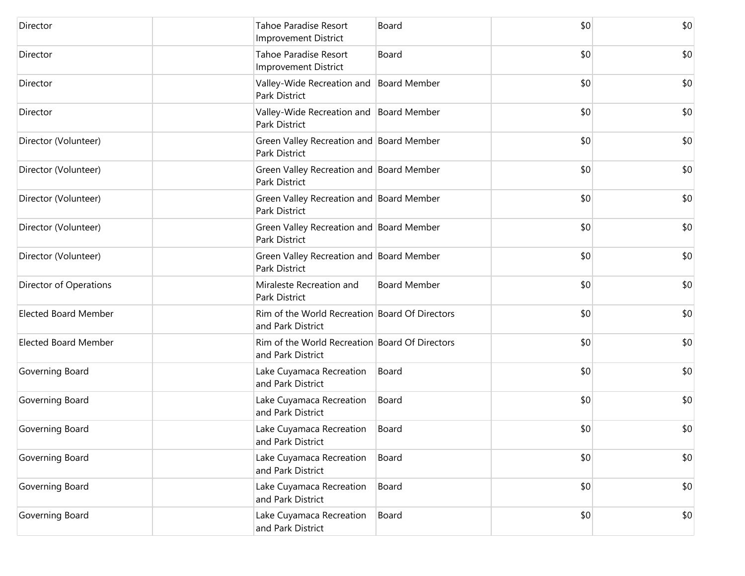| | | | | | |
|---|---|---|---|---|---|
| Director | | Tahoe Paradise Resort Improvement District | Board | $0 | $0 |
| Director | | Tahoe Paradise Resort Improvement District | Board | $0 | $0 |
| Director | | Valley-Wide Recreation and Park District | Board Member | $0 | $0 |
| Director | | Valley-Wide Recreation and Park District | Board Member | $0 | $0 |
| Director (Volunteer) | | Green Valley Recreation and Park District | Board Member | $0 | $0 |
| Director (Volunteer) | | Green Valley Recreation and Park District | Board Member | $0 | $0 |
| Director (Volunteer) | | Green Valley Recreation and Park District | Board Member | $0 | $0 |
| Director (Volunteer) | | Green Valley Recreation and Park District | Board Member | $0 | $0 |
| Director (Volunteer) | | Green Valley Recreation and Park District | Board Member | $0 | $0 |
| Director of Operations | | Miraleste Recreation and Park District | Board Member | $0 | $0 |
| Elected Board Member | | Rim of the World Recreation and Park District | Board Of Directors | $0 | $0 |
| Elected Board Member | | Rim of the World Recreation and Park District | Board Of Directors | $0 | $0 |
| Governing Board | | Lake Cuyamaca Recreation and Park District | Board | $0 | $0 |
| Governing Board | | Lake Cuyamaca Recreation and Park District | Board | $0 | $0 |
| Governing Board | | Lake Cuyamaca Recreation and Park District | Board | $0 | $0 |
| Governing Board | | Lake Cuyamaca Recreation and Park District | Board | $0 | $0 |
| Governing Board | | Lake Cuyamaca Recreation and Park District | Board | $0 | $0 |
| Governing Board | | Lake Cuyamaca Recreation and Park District | Board | $0 | $0 |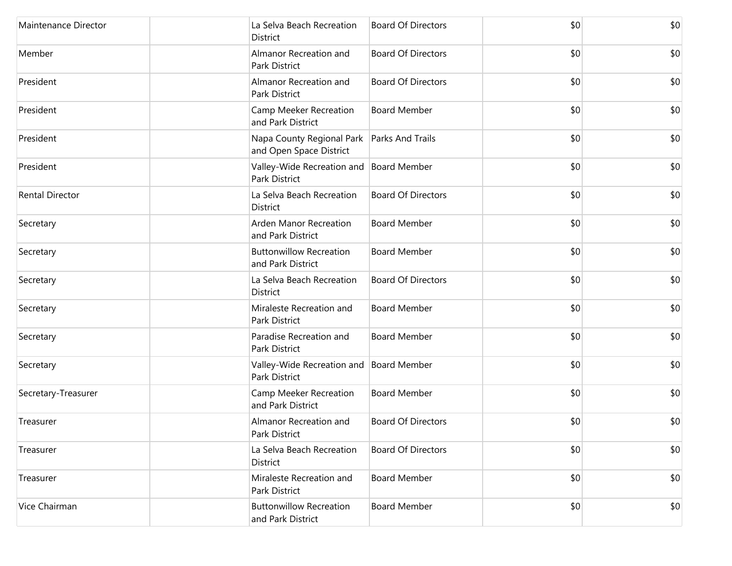| | | | | | |
|---|---|---|---|---|---|
| Maintenance Director | | La Selva Beach Recreation District | Board Of Directors | $0 | $0 |
| Member | | Almanor Recreation and Park District | Board Of Directors | $0 | $0 |
| President | | Almanor Recreation and Park District | Board Of Directors | $0 | $0 |
| President | | Camp Meeker Recreation and Park District | Board Member | $0 | $0 |
| President | | Napa County Regional Park and Open Space District | Parks And Trails | $0 | $0 |
| President | | Valley-Wide Recreation and Park District | Board Member | $0 | $0 |
| Rental Director | | La Selva Beach Recreation District | Board Of Directors | $0 | $0 |
| Secretary | | Arden Manor Recreation and Park District | Board Member | $0 | $0 |
| Secretary | | Buttonwillow Recreation and Park District | Board Member | $0 | $0 |
| Secretary | | La Selva Beach Recreation District | Board Of Directors | $0 | $0 |
| Secretary | | Miraleste Recreation and Park District | Board Member | $0 | $0 |
| Secretary | | Paradise Recreation and Park District | Board Member | $0 | $0 |
| Secretary | | Valley-Wide Recreation and Park District | Board Member | $0 | $0 |
| Secretary-Treasurer | | Camp Meeker Recreation and Park District | Board Member | $0 | $0 |
| Treasurer | | Almanor Recreation and Park District | Board Of Directors | $0 | $0 |
| Treasurer | | La Selva Beach Recreation District | Board Of Directors | $0 | $0 |
| Treasurer | | Miraleste Recreation and Park District | Board Member | $0 | $0 |
| Vice Chairman | | Buttonwillow Recreation and Park District | Board Member | $0 | $0 |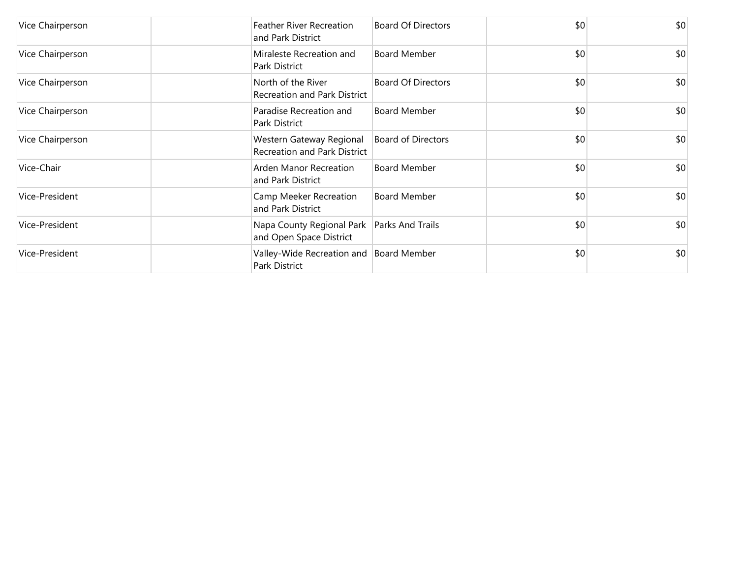| | | | | | |
|---|---|---|---|---|---|
| Vice Chairperson | | Feather River Recreation and Park District | Board Of Directors | $0 | $0 |
| Vice Chairperson | | Miraleste Recreation and Park District | Board Member | $0 | $0 |
| Vice Chairperson | | North of the River Recreation and Park District | Board Of Directors | $0 | $0 |
| Vice Chairperson | | Paradise Recreation and Park District | Board Member | $0 | $0 |
| Vice Chairperson | | Western Gateway Regional Recreation and Park District | Board of Directors | $0 | $0 |
| Vice-Chair | | Arden Manor Recreation and Park District | Board Member | $0 | $0 |
| Vice-President | | Camp Meeker Recreation and Park District | Board Member | $0 | $0 |
| Vice-President | | Napa County Regional Park and Open Space District | Parks And Trails | $0 | $0 |
| Vice-President | | Valley-Wide Recreation and Park District | Board Member | $0 | $0 |